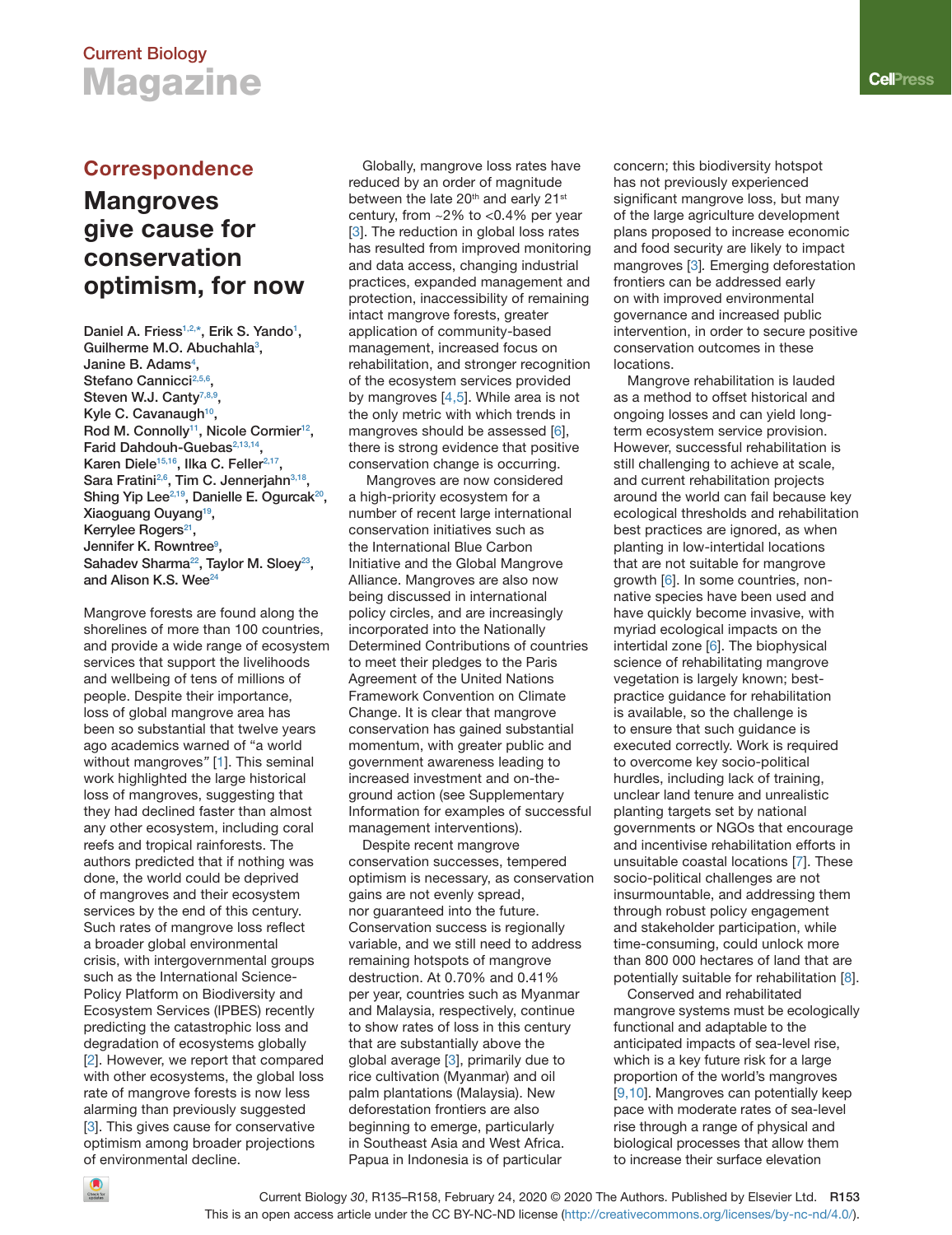## Correspondence

# Mangroves give cause for conservation optimism, for now

Daniel A. Friess[1,2,*], Erik S. Yando[1], Guilherme M.O. Abuchahla[3], Janine B. Adams[4], Stefano Cannicci[2,5,6], Steven W.J. Canty[7,8,9], Kyle C. Cavanaugh[10], Rod M. Connolly[11], Nicole Cormier[12], Farid Dahdouh-Guebas[2,13,14], Karen Diele[15,16], Ilka C. Feller[2,17], Sara Fratini[2,6], Tim C. Jennerjahn[3,18], Shing Yip Lee[2,19], Danielle E. Ogurcak[20], Xiaoguang Ouyang[19], Kerrylee Rogers[21], Jennifer K. Rowntree[9], Sahadev Sharma[22], Taylor M. Sloey[23], and Alison K.S. Wee[24]

Mangrove forests are found along the shorelines of more than 100 countries, and provide a wide range of ecosystem services that support the livelihoods and wellbeing of tens of millions of people. Despite their importance, loss of global mangrove area has been so substantial that twelve years ago academics warned of "a world without mangroves" [1]. This seminal work highlighted the large historical loss of mangroves, suggesting that they had declined faster than almost any other ecosystem, including coral reefs and tropical rainforests. The authors predicted that if nothing was done, the world could be deprived of mangroves and their ecosystem services by the end of this century. Such rates of mangrove loss reflect a broader global environmental crisis, with intergovernmental groups such as the International Science-Policy Platform on Biodiversity and Ecosystem Services (IPBES) recently predicting the catastrophic loss and degradation of ecosystems globally [2]. However, we report that compared with other ecosystems, the global loss rate of mangrove forests is now less alarming than previously suggested [3]. This gives cause for conservative optimism among broader projections of environmental decline.

Globally, mangrove loss rates have reduced by an order of magnitude between the late 20th and early 21st century, from ~2% to <0.4% per year [3]. The reduction in global loss rates has resulted from improved monitoring and data access, changing industrial practices, expanded management and protection, inaccessibility of remaining intact mangrove forests, greater application of community-based management, increased focus on rehabilitation, and stronger recognition of the ecosystem services provided by mangroves [4,5]. While area is not the only metric with which trends in mangroves should be assessed [6], there is strong evidence that positive conservation change is occurring.

Mangroves are now considered a high-priority ecosystem for a number of recent large international conservation initiatives such as the International Blue Carbon Initiative and the Global Mangrove Alliance. Mangroves are also now being discussed in international policy circles, and are increasingly incorporated into the Nationally Determined Contributions of countries to meet their pledges to the Paris Agreement of the United Nations Framework Convention on Climate Change. It is clear that mangrove conservation has gained substantial momentum, with greater public and government awareness leading to increased investment and on-the-ground action (see Supplementary Information for examples of successful management interventions).

Despite recent mangrove conservation successes, tempered optimism is necessary, as conservation gains are not evenly spread, nor guaranteed into the future. Conservation success is regionally variable, and we still need to address remaining hotspots of mangrove destruction. At 0.70% and 0.41% per year, countries such as Myanmar and Malaysia, respectively, continue to show rates of loss in this century that are substantially above the global average [3], primarily due to rice cultivation (Myanmar) and oil palm plantations (Malaysia). New deforestation frontiers are also beginning to emerge, particularly in Southeast Asia and West Africa. Papua in Indonesia is of particular concern; this biodiversity hotspot has not previously experienced significant mangrove loss, but many of the large agriculture development plans proposed to increase economic and food security are likely to impact mangroves [3]. Emerging deforestation frontiers can be addressed early on with improved environmental governance and increased public intervention, in order to secure positive conservation outcomes in these locations.

Mangrove rehabilitation is lauded as a method to offset historical and ongoing losses and can yield long-term ecosystem service provision. However, successful rehabilitation is still challenging to achieve at scale, and current rehabilitation projects around the world can fail because key ecological thresholds and rehabilitation best practices are ignored, as when planting in low-intertidal locations that are not suitable for mangrove growth [6]. In some countries, non-native species have been used and have quickly become invasive, with myriad ecological impacts on the intertidal zone [6]. The biophysical science of rehabilitating mangrove vegetation is largely known; best-practice guidance for rehabilitation is available, so the challenge is to ensure that such guidance is executed correctly. Work is required to overcome key socio-political hurdles, including lack of training, unclear land tenure and unrealistic planting targets set by national governments or NGOs that encourage and incentivise rehabilitation efforts in unsuitable coastal locations [7]. These socio-political challenges are not insurmountable, and addressing them through robust policy engagement and stakeholder participation, while time-consuming, could unlock more than 800 000 hectares of land that are potentially suitable for rehabilitation [8].

Conserved and rehabilitated mangrove systems must be ecologically functional and adaptable to the anticipated impacts of sea-level rise, which is a key future risk for a large proportion of the world's mangroves [9,10]. Mangroves can potentially keep pace with moderate rates of sea-level rise through a range of physical and biological processes that allow them to increase their surface elevation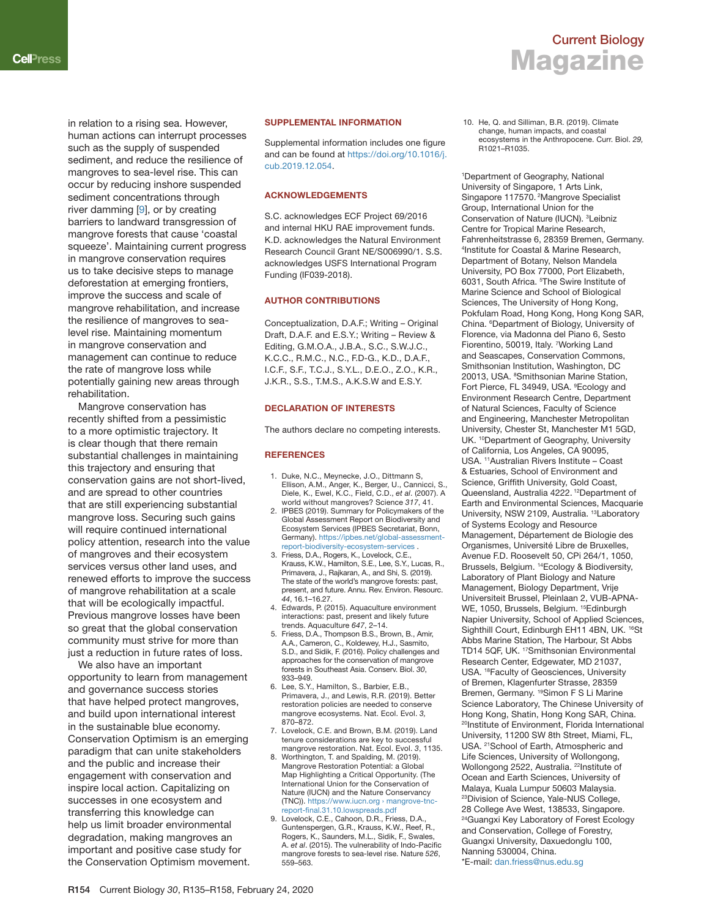in relation to a rising sea. However, human actions can interrupt processes such as the supply of suspended sediment, and reduce the resilience of mangroves to sea-level rise. This can occur by reducing inshore suspended sediment concentrations through river damming [9], or by creating barriers to landward transgression of mangrove forests that cause 'coastal squeeze'. Maintaining current progress in mangrove conservation requires us to take decisive steps to manage deforestation at emerging frontiers, improve the success and scale of mangrove rehabilitation, and increase the resilience of mangroves to sea-level rise. Maintaining momentum in mangrove conservation and management can continue to reduce the rate of mangrove loss while potentially gaining new areas through rehabilitation.

Mangrove conservation has recently shifted from a pessimistic to a more optimistic trajectory. It is clear though that there remain substantial challenges in maintaining this trajectory and ensuring that conservation gains are not short-lived, and are spread to other countries that are still experiencing substantial mangrove loss. Securing such gains will require continued international policy attention, research into the value of mangroves and their ecosystem services versus other land uses, and renewed efforts to improve the success of mangrove rehabilitation at a scale that will be ecologically impactful. Previous mangrove losses have been so great that the global conservation community must strive for more than just a reduction in future rates of loss.

We also have an important opportunity to learn from management and governance success stories that have helped protect mangroves, and build upon international interest in the sustainable blue economy. Conservation Optimism is an emerging paradigm that can unite stakeholders and the public and increase their engagement with conservation and inspire local action. Capitalizing on successes in one ecosystem and transferring this knowledge can help us limit broader environmental degradation, making mangroves an important and positive case study for the Conservation Optimism movement.

## SUPPLEMENTAL INFORMATION

Supplemental information includes one figure and can be found at https://doi.org/10.1016/j.cub.2019.12.054.

## ACKNOWLEDGEMENTS

S.C. acknowledges ECF Project 69/2016 and internal HKU RAE improvement funds. K.D. acknowledges the Natural Environment Research Council Grant NE/S006990/1. S.S. acknowledges USFS International Program Funding (IF039-2018).

## AUTHOR CONTRIBUTIONS

Conceptualization, D.A.F.; Writing – Original Draft, D.A.F. and E.S.Y.; Writing – Review & Editing, G.M.O.A., J.B.A., S.C., S.W.J.C., K.C.C., R.M.C., N.C., F.D-G., K.D., D.A.F., I.C.F., S.F., T.C.J., S.Y.L., D.E.O., Z.O., K.R., J.K.R., S.S., T.M.S., A.K.S.W and E.S.Y.

## DECLARATION OF INTERESTS

The authors declare no competing interests.

## REFERENCES

1. Duke, N.C., Meynecke, J.O., Dittmann S, Ellison, A.M., Anger, K., Berger, U., Cannicci, S., Diele, K., Ewel, K.C., Field, C.D., *et al*. (2007). A world without mangroves? Science *317*, 41.
2. IPBES (2019). Summary for Policymakers of the Global Assessment Report on Biodiversity and Ecosystem Services (IPBES Secretariat, Bonn, Germany). https://ipbes.net/global-assessment-report-biodiversity-ecosystem-services .
3. Friess, D.A., Rogers, K., Lovelock, C.E., Krauss, K.W., Hamilton, S.E., Lee, S.Y., Lucas, R., Primavera, J., Rajkaran, A., and Shi, S. (2019). The state of the world's mangrove forests: past, present, and future. Annu. Rev. Environ. Resourc. *44*, 16.1–16.27.
4. Edwards, P. (2015). Aquaculture environment interactions: past, present and likely future trends. Aquaculture *647*, 2–14.
5. Friess, D.A., Thompson B.S., Brown, B., Amir, A.A., Cameron, C., Koldewey, H.J., Sasmito, S.D., and Sidik, F. (2016). Policy challenges and approaches for the conservation of mangrove forests in Southeast Asia. Conserv. Biol. *30*, 933–949.
6. Lee, S.Y., Hamilton, S., Barbier, E.B., Primavera, J., and Lewis, R.R. (2019). Better restoration policies are needed to conserve mangrove ecosystems. Nat. Ecol. Evol. *3*, 870–872.
7. Lovelock, C.E. and Brown, B.M. (2019). Land tenure considerations are key to successful mangrove restoration. Nat. Ecol. Evol. *3*, 1135.
8. Worthington, T. and Spalding, M. (2019). Mangrove Restoration Potential: a Global Map Highlighting a Critical Opportunity. (The International Union for the Conservation of Nature (IUCN) and the Nature Conservancy (TNC)). https://www.iucn.org › mangrove-tnc-report-final.31.10.lowspreads.pdf
9. Lovelock, C.E., Cahoon, D.R., Friess, D.A., Guntenspergen, G.R., Krauss, K.W., Reef, R., Rogers, K., Saunders, M.L., Sidik, F., Swales, A. *et al*. (2015). The vulnerability of Indo-Pacific mangrove forests to sea-level rise. Nature *526*, 559–563.
10. He, Q. and Silliman, B.R. (2019). Climate change, human impacts, and coastal ecosystems in the Anthropocene. Curr. Biol. *29*, R1021–R1035.

[1]Department of Geography, National University of Singapore, 1 Arts Link, Singapore 117570. [2]Mangrove Specialist Group, International Union for the Conservation of Nature (IUCN). [3]Leibniz Centre for Tropical Marine Research, Fahrenheitstrasse 6, 28359 Bremen, Germany. [4]Institute for Coastal & Marine Research, Department of Botany, Nelson Mandela University, PO Box 77000, Port Elizabeth, 6031, South Africa. [5]The Swire Institute of Marine Science and School of Biological Sciences, The University of Hong Kong, Pokfulam Road, Hong Kong, Hong Kong SAR, China. [6]Department of Biology, University of Florence, via Madonna del Piano 6, Sesto Fiorentino, 50019, Italy. [7]Working Land and Seascapes, Conservation Commons, Smithsonian Institution, Washington, DC 20013, USA. [8]Smithsonian Marine Station, Fort Pierce, FL 34949, USA. [9]Ecology and Environment Research Centre, Department of Natural Sciences, Faculty of Science and Engineering, Manchester Metropolitan University, Chester St, Manchester M1 5GD, UK. [10]Department of Geography, University of California, Los Angeles, CA 90095, USA. [11]Australian Rivers Institute – Coast & Estuaries, School of Environment and Science, Griffith University, Gold Coast, Queensland, Australia 4222. [12]Department of Earth and Environmental Sciences, Macquarie University, NSW 2109, Australia. [13]Laboratory of Systems Ecology and Resource Management, Département de Biologie des Organismes, Université Libre de Bruxelles, Avenue F.D. Roosevelt 50, CPi 264/1, 1050, Brussels, Belgium. [14]Ecology & Biodiversity, Laboratory of Plant Biology and Nature Management, Biology Department, Vrije Universiteit Brussel, Pleinlaan 2, VUB-APNA-WE, 1050, Brussels, Belgium. [15]Edinburgh Napier University, School of Applied Sciences, Sighthill Court, Edinburgh EH11 4BN, UK. [16]St Abbs Marine Station, The Harbour, St Abbs TD14 5QF, UK. [17]Smithsonian Environmental Research Center, Edgewater, MD 21037, USA. [18]Faculty of Geosciences, University of Bremen, Klagenfurter Strasse, 28359 Bremen, Germany. [19]Simon F S Li Marine Science Laboratory, The Chinese University of Hong Kong, Shatin, Hong Kong SAR, China. [20]Institute of Environment, Florida International University, 11200 SW 8th Street, Miami, FL, USA. [21]School of Earth, Atmospheric and Life Sciences, University of Wollongong, Wollongong 2522, Australia. [22]Institute of Ocean and Earth Sciences, University of Malaya, Kuala Lumpur 50603 Malaysia. [23]Division of Science, Yale-NUS College, 28 College Ave West, 138533, Singapore. [24]Guangxi Key Laboratory of Forest Ecology and Conservation, College of Forestry, Guangxi University, Daxuedonglu 100, Nanning 530004, China.
*E-mail: dan.friess@nus.edu.sg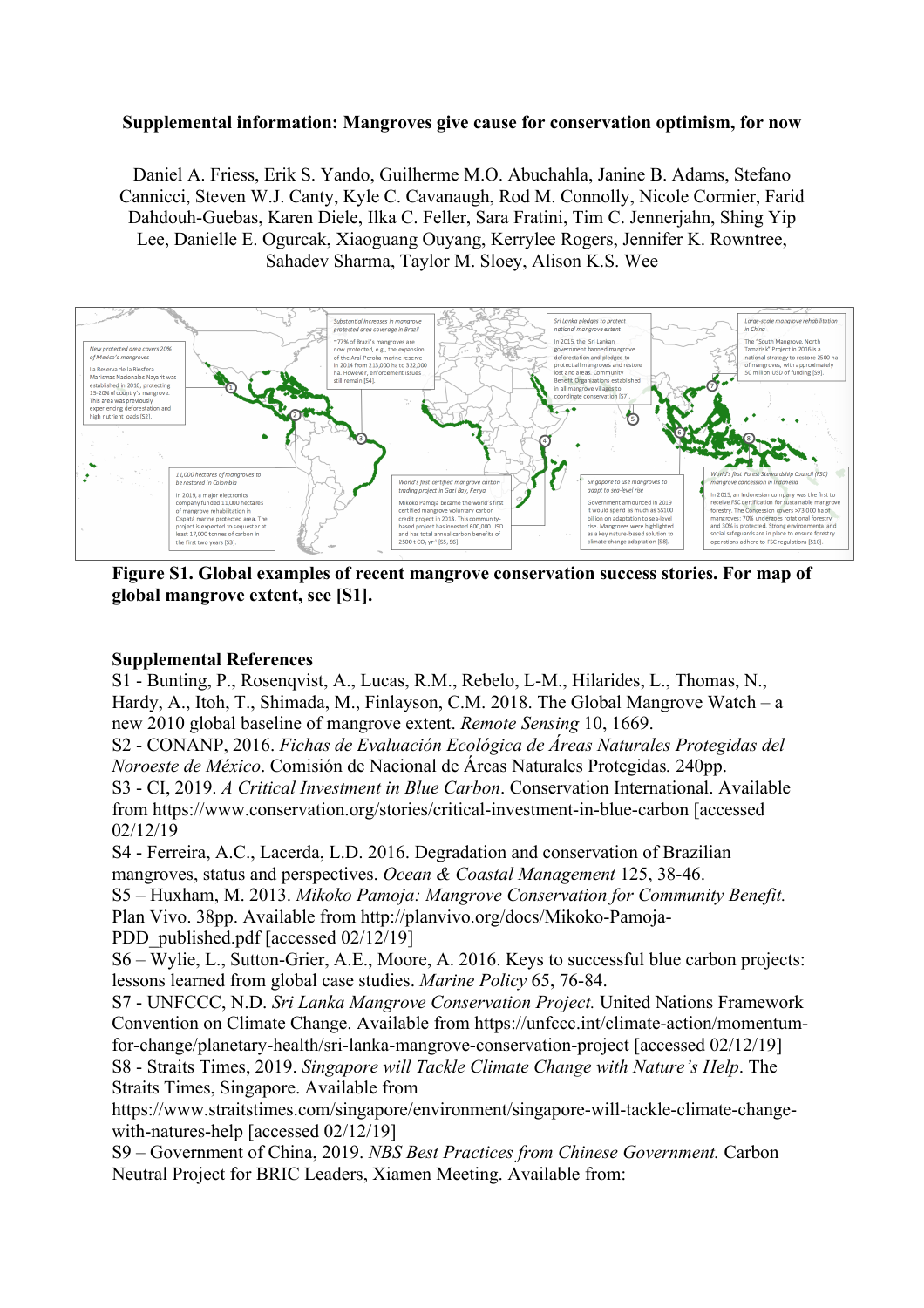**Supplemental information: Mangroves give cause for conservation optimism, for now**

Daniel A. Friess, Erik S. Yando, Guilherme M.O. Abuchahla, Janine B. Adams, Stefano Cannicci, Steven W.J. Canty, Kyle C. Cavanaugh, Rod M. Connolly, Nicole Cormier, Farid Dahdouh-Guebas, Karen Diele, Ilka C. Feller, Sara Fratini, Tim C. Jennerjahn, Shing Yip Lee, Danielle E. Ogurcak, Xiaoguang Ouyang, Kerrylee Rogers, Jennifer K. Rowntree, Sahadev Sharma, Taylor M. Sloey, Alison K.S. Wee

*New protected area covers 20% of Mexico's mangroves*

La Reserva de la Biosfera Marismas Nacionales Nayarit was established in 2010, protecting 15-20% of country's mangrove. This area was previously experiencing deforestation and high nutrient loads [S2].

*Substantial increases in mangrove protected area coverage in Brazil*

~77% of Brazil's mangroves are now protected, e.g., the expansion of the Aral-Peroba marine reserve in 2014 from 213,000 ha to 322,000 ha. However, enforcement issues still remain [S4].

*Sri Lanka pledges to protect national mangrove extent*

In 2015, the Sri Lankan government banned mangrove deforestation and pledged to protect all mangroves and restore lost and areas. Community Benefit Organizations established in all mangrove villages to coordinate conservation [S7].

*Large-scale mangrove rehabilitation in China*

The "South Mangrove, North Tamarisk" Project in 2016 is a national strategy to restore 2500 ha of mangroves, with approximately 50 million USD of funding [S9].

*11,000 hectares of mangroves to be restored in Colombia*

In 2019, a major electronics company funded 11,000 hectares of mangrove rehabilitation in Cispatá marine protected area. The project is expected to sequester at least 17,000 tonnes of carbon in the first two years [S3].

*World's first certified mangrove carbon trading project in Gazi Bay, Kenya*

Mikoko Pamoja became the world's first certified mangrove voluntary carbon credit project in 2013. This community-based project has invested 600,000 USD and has total annual carbon benefits of 2500 t $CO_2$ yr$^{-1}$ [S5, S6].

*Singapore to use mangroves to adapt to sea-level rise*

Government announced in 2019 it would spend as much as S$100 billion on adaptation to sea-level rise. Mangroves were highlighted as a key nature-based solution to climate change adaptation [S8].

*World's first Forest Stewardship Council (FSC) mangrove concession in Indonesia*

In 2015, an Indonesian company was the first to receive FSC certification for sustainable mangrove forestry. The Concession covers >73 000 ha of mangroves: 70% undergoes rotational forestry and 30% is protected. Strong environmental and social safeguards are in place to ensure forestry operations adhere to FSC regulations [S10].

**Figure S1. Global examples of recent mangrove conservation success stories. For map of global mangrove extent, see [S1].**

**Supplemental References**

S1 - Bunting, P., Rosenqvist, A., Lucas, R.M., Rebelo, L-M., Hilarides, L., Thomas, N., Hardy, A., Itoh, T., Shimada, M., Finlayson, C.M. 2018. The Global Mangrove Watch – a new 2010 global baseline of mangrove extent. *Remote Sensing* 10, 1669.

S2 - CONANP, 2016. *Fichas de Evaluación Ecológica de Áreas Naturales Protegidas del Noroeste de México*. Comisión de Nacional de Áreas Naturales Protegidas. 240pp.

S3 - CI, 2019. *A Critical Investment in Blue Carbon*. Conservation International. Available from https://www.conservation.org/stories/critical-investment-in-blue-carbon [accessed 02/12/19

S4 - Ferreira, A.C., Lacerda, L.D. 2016. Degradation and conservation of Brazilian mangroves, status and perspectives. *Ocean & Coastal Management* 125, 38-46.

S5 – Huxham, M. 2013. *Mikoko Pamoja: Mangrove Conservation for Community Benefit.* Plan Vivo. 38pp. Available from http://planvivo.org/docs/Mikoko-Pamoja-PDD_published.pdf [accessed 02/12/19]

S6 – Wylie, L., Sutton-Grier, A.E., Moore, A. 2016. Keys to successful blue carbon projects: lessons learned from global case studies. *Marine Policy* 65, 76-84.

S7 - UNFCCC, N.D. *Sri Lanka Mangrove Conservation Project.* United Nations Framework Convention on Climate Change. Available from https://unfccc.int/climate-action/momentum-for-change/planetary-health/sri-lanka-mangrove-conservation-project [accessed 02/12/19]

S8 - Straits Times, 2019. *Singapore will Tackle Climate Change with Nature's Help*. The Straits Times, Singapore. Available from https://www.straitstimes.com/singapore/environment/singapore-will-tackle-climate-change-with-natures-help [accessed 02/12/19]

S9 – Government of China, 2019. *NBS Best Practices from Chinese Government.* Carbon Neutral Project for BRIC Leaders, Xiamen Meeting. Available from: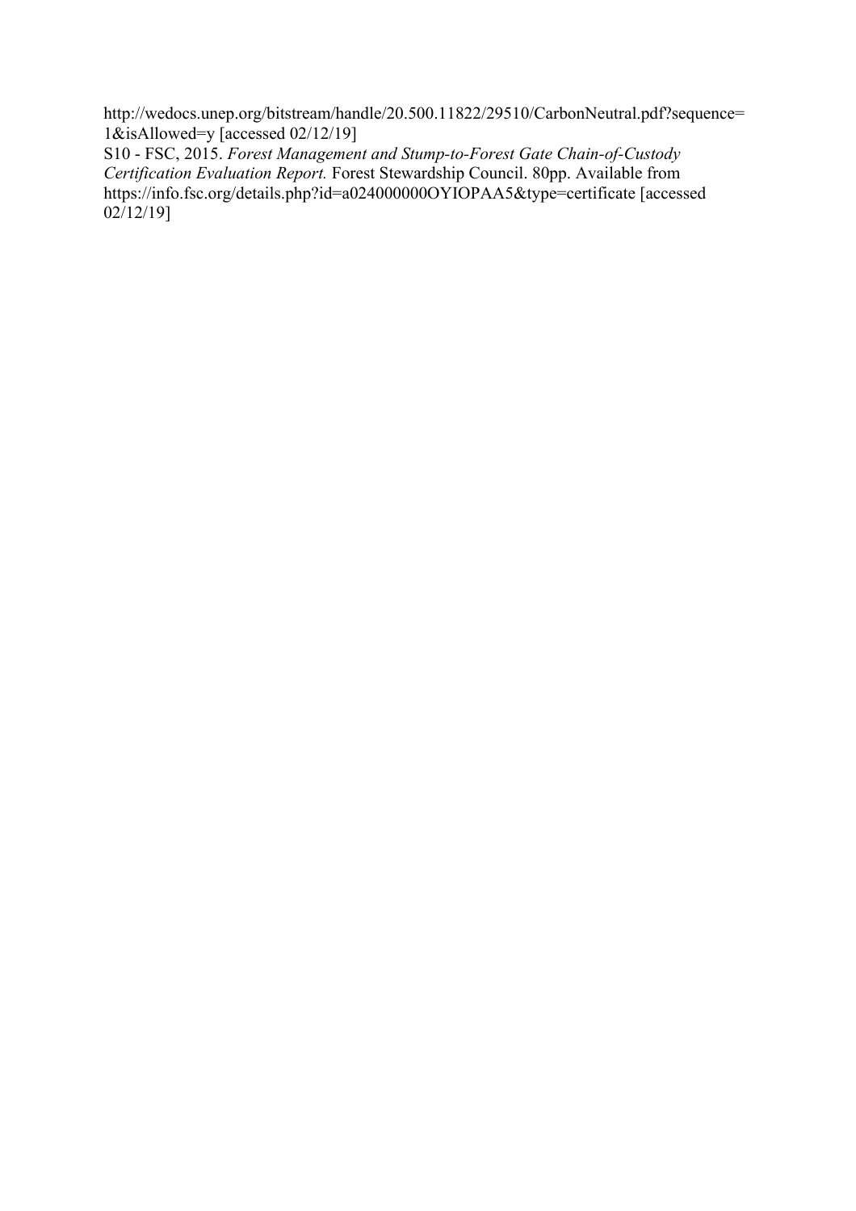http://wedocs.unep.org/bitstream/handle/20.500.11822/29510/CarbonNeutral.pdf?sequence=1&isAllowed=y [accessed 02/12/19]

S10 - FSC, 2015. *Forest Management and Stump-to-Forest Gate Chain-of-Custody Certification Evaluation Report.* Forest Stewardship Council. 80pp. Available from https://info.fsc.org/details.php?id=a024000000OYIOPAA5&type=certificate [accessed 02/12/19]